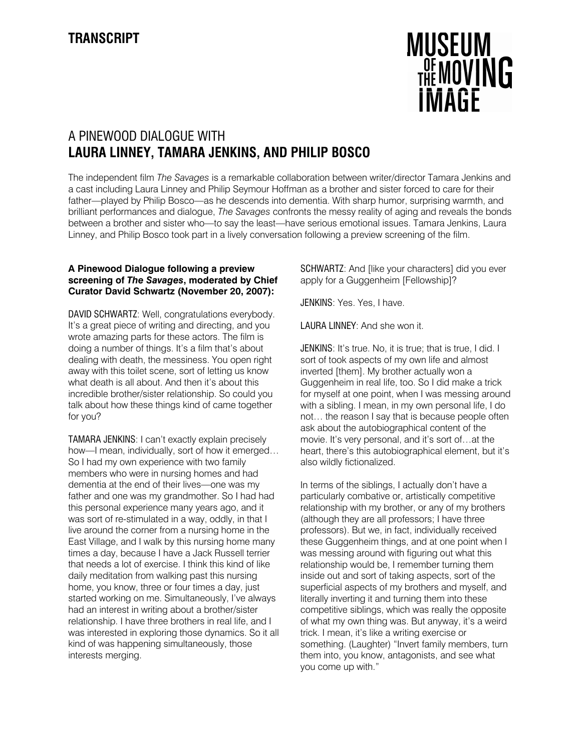**TRANSCRIPT**

MUSEUM OF THE MOVING IMAGE

# A PINEWOOD DIALOGUE WITH
# LAURA LINNEY, TAMARA JENKINS, AND PHILIP BOSCO

The independent film *The Savages* is a remarkable collaboration between writer/director Tamara Jenkins and a cast including Laura Linney and Philip Seymour Hoffman as a brother and sister forced to care for their father—played by Philip Bosco—as he descends into dementia. With sharp humor, surprising warmth, and brilliant performances and dialogue, *The Savages* confronts the messy reality of aging and reveals the bonds between a brother and sister who—to say the least—have serious emotional issues. Tamara Jenkins, Laura Linney, and Philip Bosco took part in a lively conversation following a preview screening of the film.

**A Pinewood Dialogue following a preview screening of *The Savages*, moderated by Chief Curator David Schwartz (November 20, 2007):**

DAVID SCHWARTZ: Well, congratulations everybody. It's a great piece of writing and directing, and you wrote amazing parts for these actors. The film is doing a number of things. It's a film that's about dealing with death, the messiness. You open right away with this toilet scene, sort of letting us know what death is all about. And then it's about this incredible brother/sister relationship. So could you talk about how these things kind of came together for you?

TAMARA JENKINS: I can't exactly explain precisely how—I mean, individually, sort of how it emerged… So I had my own experience with two family members who were in nursing homes and had dementia at the end of their lives—one was my father and one was my grandmother. So I had had this personal experience many years ago, and it was sort of re-stimulated in a way, oddly, in that I live around the corner from a nursing home in the East Village, and I walk by this nursing home many times a day, because I have a Jack Russell terrier that needs a lot of exercise. I think this kind of like daily meditation from walking past this nursing home, you know, three or four times a day, just started working on me. Simultaneously, I've always had an interest in writing about a brother/sister relationship. I have three brothers in real life, and I was interested in exploring those dynamics. So it all kind of was happening simultaneously, those interests merging.

SCHWARTZ: And [like your characters] did you ever apply for a Guggenheim [Fellowship]?

JENKINS: Yes. Yes, I have.

LAURA LINNEY: And she won it.

JENKINS: It's true. No, it is true; that is true, I did. I sort of took aspects of my own life and almost inverted [them]. My brother actually won a Guggenheim in real life, too. So I did make a trick for myself at one point, when I was messing around with a sibling. I mean, in my own personal life, I do not… the reason I say that is because people often ask about the autobiographical content of the movie. It's very personal, and it's sort of…at the heart, there's this autobiographical element, but it's also wildly fictionalized.

In terms of the siblings, I actually don't have a particularly combative or, artistically competitive relationship with my brother, or any of my brothers (although they are all professors; I have three professors). But we, in fact, individually received these Guggenheim things, and at one point when I was messing around with figuring out what this relationship would be, I remember turning them inside out and sort of taking aspects, sort of the superficial aspects of my brothers and myself, and literally inverting it and turning them into these competitive siblings, which was really the opposite of what my own thing was. But anyway, it's a weird trick. I mean, it's like a writing exercise or something. (Laughter) "Invert family members, turn them into, you know, antagonists, and see what you come up with."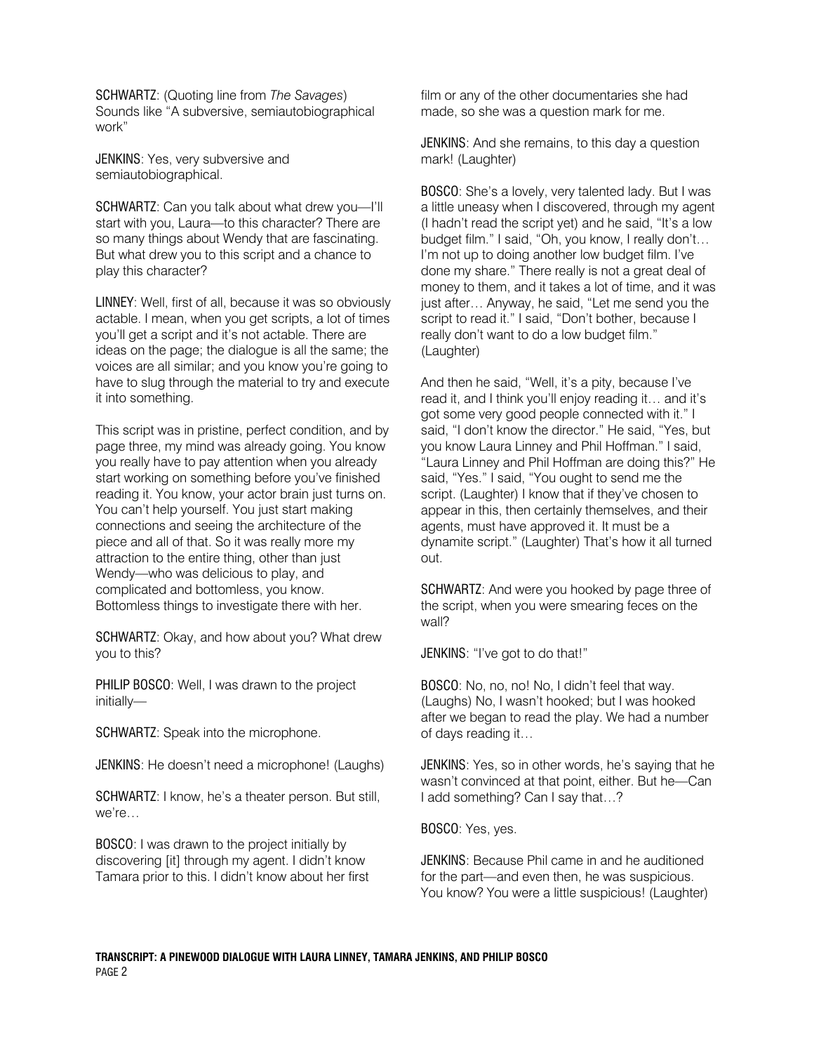SCHWARTZ: (Quoting line from *The Savages*) Sounds like "A subversive, semiautobiographical work"

JENKINS: Yes, very subversive and semiautobiographical.

SCHWARTZ: Can you talk about what drew you—I'll start with you, Laura—to this character? There are so many things about Wendy that are fascinating. But what drew you to this script and a chance to play this character?

LINNEY: Well, first of all, because it was so obviously actable. I mean, when you get scripts, a lot of times you'll get a script and it's not actable. There are ideas on the page; the dialogue is all the same; the voices are all similar; and you know you're going to have to slug through the material to try and execute it into something.

This script was in pristine, perfect condition, and by page three, my mind was already going. You know you really have to pay attention when you already start working on something before you've finished reading it. You know, your actor brain just turns on. You can't help yourself. You just start making connections and seeing the architecture of the piece and all of that. So it was really more my attraction to the entire thing, other than just Wendy—who was delicious to play, and complicated and bottomless, you know. Bottomless things to investigate there with her.

SCHWARTZ: Okay, and how about you? What drew you to this?

PHILIP BOSCO: Well, I was drawn to the project initially—

SCHWARTZ: Speak into the microphone.

JENKINS: He doesn't need a microphone! (Laughs)

SCHWARTZ: I know, he's a theater person. But still, we're…

BOSCO: I was drawn to the project initially by discovering [it] through my agent. I didn't know Tamara prior to this. I didn't know about her first film or any of the other documentaries she had made, so she was a question mark for me.

JENKINS: And she remains, to this day a question mark! (Laughter)

BOSCO: She's a lovely, very talented lady. But I was a little uneasy when I discovered, through my agent (I hadn't read the script yet) and he said, "It's a low budget film." I said, "Oh, you know, I really don't… I'm not up to doing another low budget film. I've done my share." There really is not a great deal of money to them, and it takes a lot of time, and it was just after… Anyway, he said, "Let me send you the script to read it." I said, "Don't bother, because I really don't want to do a low budget film." (Laughter)

And then he said, "Well, it's a pity, because I've read it, and I think you'll enjoy reading it… and it's got some very good people connected with it." I said, "I don't know the director." He said, "Yes, but you know Laura Linney and Phil Hoffman." I said, "Laura Linney and Phil Hoffman are doing this?" He said, "Yes." I said, "You ought to send me the script. (Laughter) I know that if they've chosen to appear in this, then certainly themselves, and their agents, must have approved it. It must be a dynamite script." (Laughter) That's how it all turned out.

SCHWARTZ: And were you hooked by page three of the script, when you were smearing feces on the wall?

JENKINS: "I've got to do that!"

BOSCO: No, no, no! No, I didn't feel that way. (Laughs) No, I wasn't hooked; but I was hooked after we began to read the play. We had a number of days reading it…

JENKINS: Yes, so in other words, he's saying that he wasn't convinced at that point, either. But he—Can I add something? Can I say that…?

BOSCO: Yes, yes.

JENKINS: Because Phil came in and he auditioned for the part—and even then, he was suspicious. You know? You were a little suspicious! (Laughter)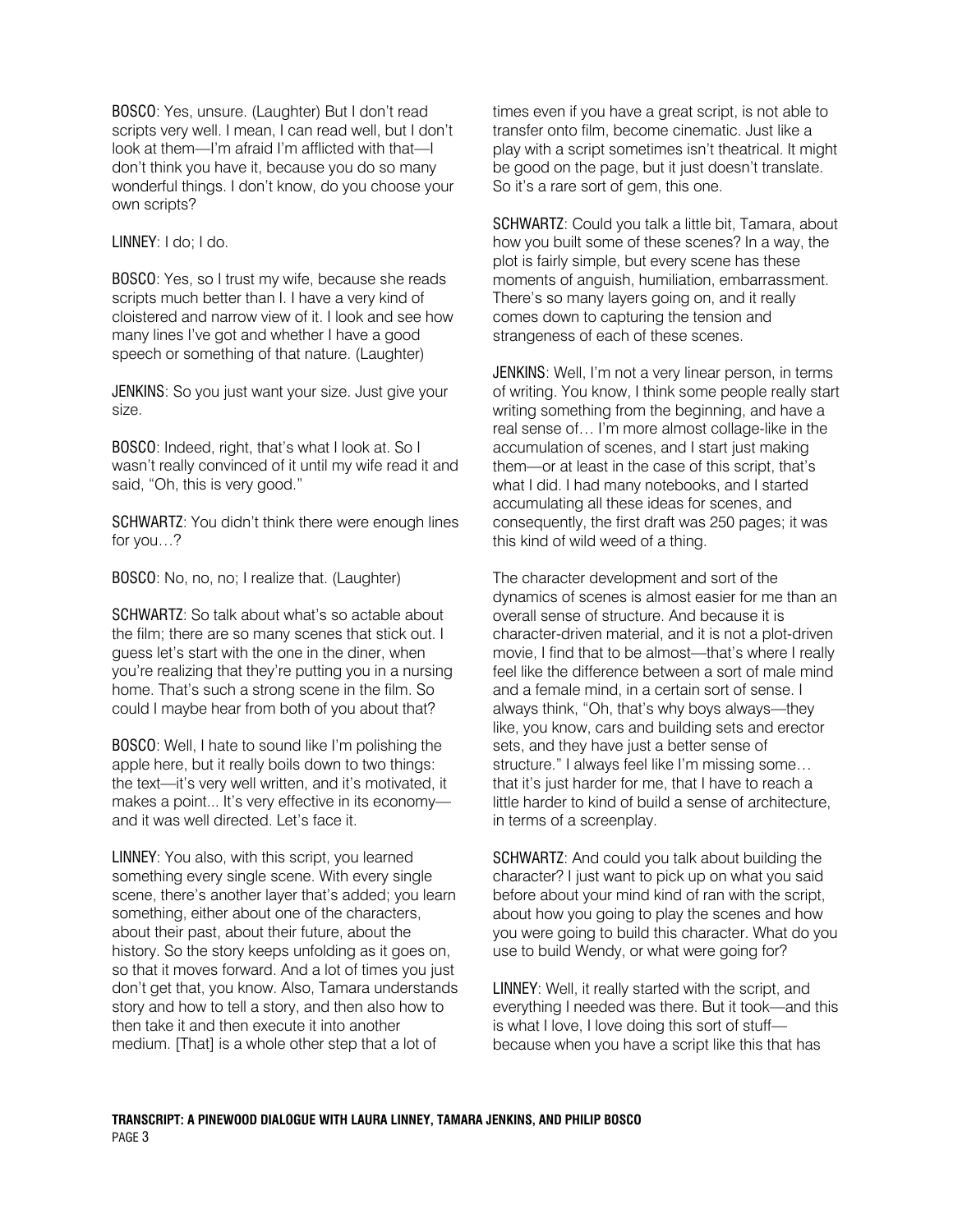BOSCO: Yes, unsure. (Laughter) But I don't read scripts very well. I mean, I can read well, but I don't look at them—I'm afraid I'm afflicted with that—I don't think you have it, because you do so many wonderful things. I don't know, do you choose your own scripts?

LINNEY: I do; I do.

BOSCO: Yes, so I trust my wife, because she reads scripts much better than I. I have a very kind of cloistered and narrow view of it. I look and see how many lines I've got and whether I have a good speech or something of that nature. (Laughter)

JENKINS: So you just want your size. Just give your size.

BOSCO: Indeed, right, that's what I look at. So I wasn't really convinced of it until my wife read it and said, "Oh, this is very good."

SCHWARTZ: You didn't think there were enough lines for you…?

BOSCO: No, no, no; I realize that. (Laughter)

SCHWARTZ: So talk about what's so actable about the film; there are so many scenes that stick out. I guess let's start with the one in the diner, when you're realizing that they're putting you in a nursing home. That's such a strong scene in the film. So could I maybe hear from both of you about that?

BOSCO: Well, I hate to sound like I'm polishing the apple here, but it really boils down to two things: the text—it's very well written, and it's motivated, it makes a point... It's very effective in its economy—and it was well directed. Let's face it.

LINNEY: You also, with this script, you learned something every single scene. With every single scene, there's another layer that's added; you learn something, either about one of the characters, about their past, about their future, about the history. So the story keeps unfolding as it goes on, so that it moves forward. And a lot of times you just don't get that, you know. Also, Tamara understands story and how to tell a story, and then also how to then take it and then execute it into another medium. [That] is a whole other step that a lot of times even if you have a great script, is not able to transfer onto film, become cinematic. Just like a play with a script sometimes isn't theatrical. It might be good on the page, but it just doesn't translate. So it's a rare sort of gem, this one.

SCHWARTZ: Could you talk a little bit, Tamara, about how you built some of these scenes? In a way, the plot is fairly simple, but every scene has these moments of anguish, humiliation, embarrassment. There's so many layers going on, and it really comes down to capturing the tension and strangeness of each of these scenes.

JENKINS: Well, I'm not a very linear person, in terms of writing. You know, I think some people really start writing something from the beginning, and have a real sense of… I'm more almost collage-like in the accumulation of scenes, and I start just making them—or at least in the case of this script, that's what I did. I had many notebooks, and I started accumulating all these ideas for scenes, and consequently, the first draft was 250 pages; it was this kind of wild weed of a thing.

The character development and sort of the dynamics of scenes is almost easier for me than an overall sense of structure. And because it is character-driven material, and it is not a plot-driven movie, I find that to be almost—that's where I really feel like the difference between a sort of male mind and a female mind, in a certain sort of sense. I always think, "Oh, that's why boys always—they like, you know, cars and building sets and erector sets, and they have just a better sense of structure." I always feel like I'm missing some… that it's just harder for me, that I have to reach a little harder to kind of build a sense of architecture, in terms of a screenplay.

SCHWARTZ: And could you talk about building the character? I just want to pick up on what you said before about your mind kind of ran with the script, about how you going to play the scenes and how you were going to build this character. What do you use to build Wendy, or what were going for?

LINNEY: Well, it really started with the script, and everything I needed was there. But it took—and this is what I love, I love doing this sort of stuff—because when you have a script like this that has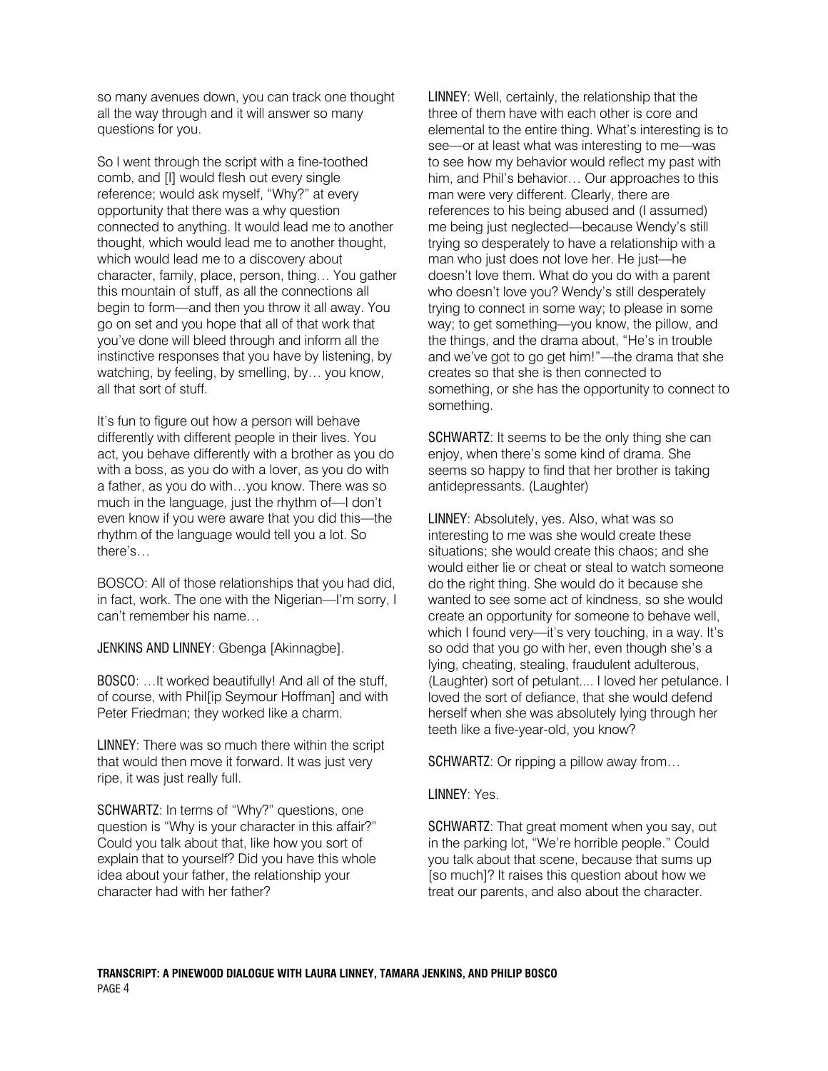so many avenues down, you can track one thought all the way through and it will answer so many questions for you.

So I went through the script with a fine-toothed comb, and [I] would flesh out every single reference; would ask myself, "Why?" at every opportunity that there was a why question connected to anything. It would lead me to another thought, which would lead me to another thought, which would lead me to a discovery about character, family, place, person, thing… You gather this mountain of stuff, as all the connections all begin to form—and then you throw it all away. You go on set and you hope that all of that work that you've done will bleed through and inform all the instinctive responses that you have by listening, by watching, by feeling, by smelling, by… you know, all that sort of stuff.

It's fun to figure out how a person will behave differently with different people in their lives. You act, you behave differently with a brother as you do with a boss, as you do with a lover, as you do with a father, as you do with…you know. There was so much in the language, just the rhythm of—I don't even know if you were aware that you did this—the rhythm of the language would tell you a lot. So there's…

BOSCO: All of those relationships that you had did, in fact, work. The one with the Nigerian—I'm sorry, I can't remember his name…

JENKINS AND LINNEY: Gbenga [Akinnagbe].

BOSCO: …It worked beautifully! And all of the stuff, of course, with Phil[ip Seymour Hoffman] and with Peter Friedman; they worked like a charm.

LINNEY: There was so much there within the script that would then move it forward. It was just very ripe, it was just really full.

SCHWARTZ: In terms of "Why?" questions, one question is "Why is your character in this affair?" Could you talk about that, like how you sort of explain that to yourself? Did you have this whole idea about your father, the relationship your character had with her father?

LINNEY: Well, certainly, the relationship that the three of them have with each other is core and elemental to the entire thing. What's interesting is to see—or at least what was interesting to me—was to see how my behavior would reflect my past with him, and Phil's behavior… Our approaches to this man were very different. Clearly, there are references to his being abused and (I assumed) me being just neglected—because Wendy's still trying so desperately to have a relationship with a man who just does not love her. He just—he doesn't love them. What do you do with a parent who doesn't love you? Wendy's still desperately trying to connect in some way; to please in some way; to get something—you know, the pillow, and the things, and the drama about, "He's in trouble and we've got to go get him!"—the drama that she creates so that she is then connected to something, or she has the opportunity to connect to something.

SCHWARTZ: It seems to be the only thing she can enjoy, when there's some kind of drama. She seems so happy to find that her brother is taking antidepressants. (Laughter)

LINNEY: Absolutely, yes. Also, what was so interesting to me was she would create these situations; she would create this chaos; and she would either lie or cheat or steal to watch someone do the right thing. She would do it because she wanted to see some act of kindness, so she would create an opportunity for someone to behave well, which I found very—it's very touching, in a way. It's so odd that you go with her, even though she's a lying, cheating, stealing, fraudulent adulterous, (Laughter) sort of petulant.... I loved her petulance. I loved the sort of defiance, that she would defend herself when she was absolutely lying through her teeth like a five-year-old, you know?

SCHWARTZ: Or ripping a pillow away from…

LINNEY: Yes.

SCHWARTZ: That great moment when you say, out in the parking lot, "We're horrible people." Could you talk about that scene, because that sums up [so much]? It raises this question about how we treat our parents, and also about the character.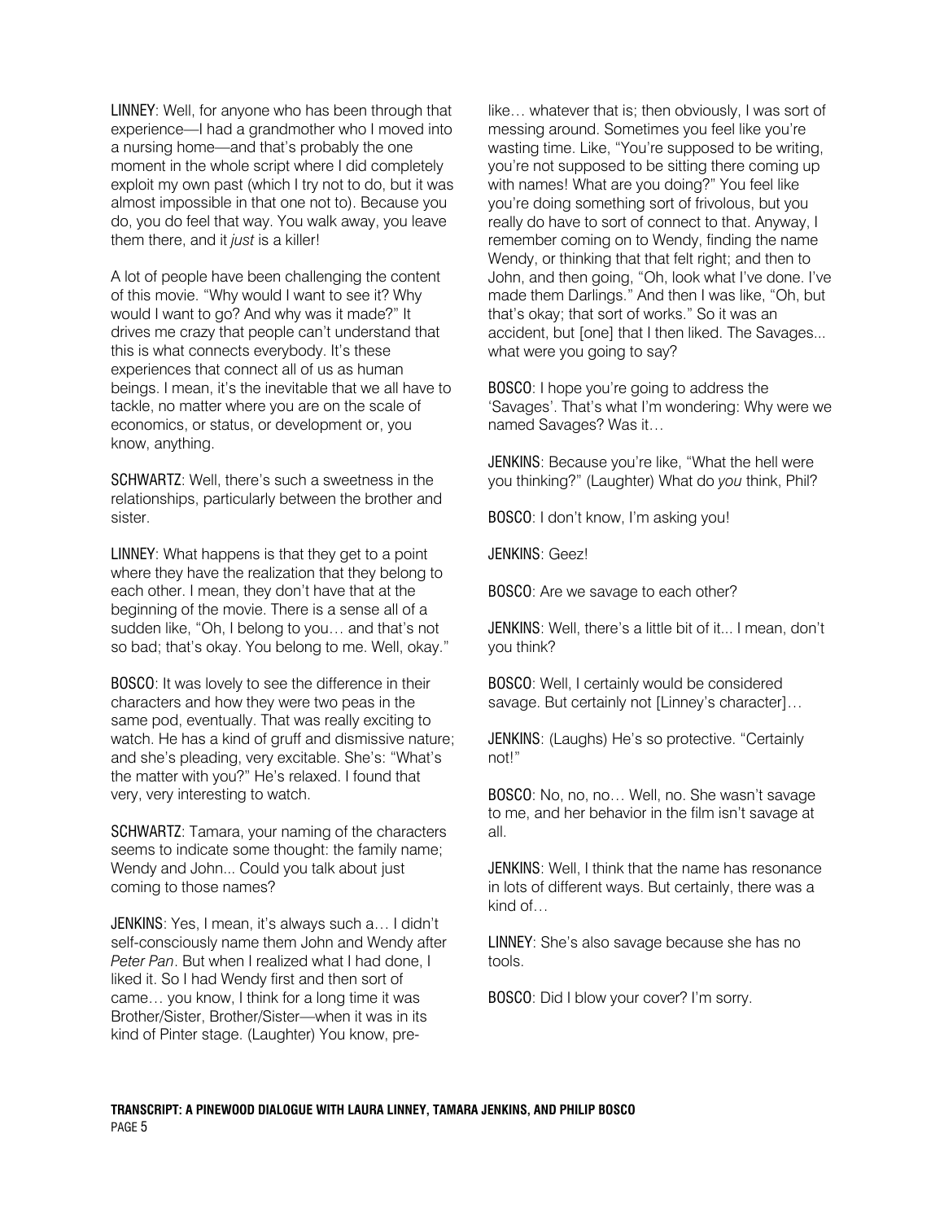**LINNEY**: Well, for anyone who has been through that experience—I had a grandmother who I moved into a nursing home—and that's probably the one moment in the whole script where I did completely exploit my own past (which I try not to do, but it was almost impossible in that one not to). Because you do, you do feel that way. You walk away, you leave them there, and it *just* is a killer!

A lot of people have been challenging the content of this movie. "Why would I want to see it? Why would I want to go? And why was it made?" It drives me crazy that people can't understand that this is what connects everybody. It's these experiences that connect all of us as human beings. I mean, it's the inevitable that we all have to tackle, no matter where you are on the scale of economics, or status, or development or, you know, anything.

**SCHWARTZ**: Well, there's such a sweetness in the relationships, particularly between the brother and sister.

**LINNEY**: What happens is that they get to a point where they have the realization that they belong to each other. I mean, they don't have that at the beginning of the movie. There is a sense all of a sudden like, "Oh, I belong to you… and that's not so bad; that's okay. You belong to me. Well, okay."

**BOSCO**: It was lovely to see the difference in their characters and how they were two peas in the same pod, eventually. That was really exciting to watch. He has a kind of gruff and dismissive nature; and she's pleading, very excitable. She's: "What's the matter with you?" He's relaxed. I found that very, very interesting to watch.

**SCHWARTZ**: Tamara, your naming of the characters seems to indicate some thought: the family name; Wendy and John... Could you talk about just coming to those names?

**JENKINS**: Yes, I mean, it's always such a… I didn't self-consciously name them John and Wendy after *Peter Pan*. But when I realized what I had done, I liked it. So I had Wendy first and then sort of came… you know, I think for a long time it was Brother/Sister, Brother/Sister—when it was in its kind of Pinter stage. (Laughter) You know, pre-like… whatever that is; then obviously, I was sort of messing around. Sometimes you feel like you're wasting time. Like, "You're supposed to be writing, you're not supposed to be sitting there coming up with names! What are you doing?" You feel like you're doing something sort of frivolous, but you really do have to sort of connect to that. Anyway, I remember coming on to Wendy, finding the name Wendy, or thinking that that felt right; and then to John, and then going, "Oh, look what I've done. I've made them Darlings." And then I was like, "Oh, but that's okay; that sort of works." So it was an accident, but [one] that I then liked. The Savages... what were you going to say?

**BOSCO**: I hope you're going to address the 'Savages'. That's what I'm wondering: Why were we named Savages? Was it…

**JENKINS**: Because you're like, "What the hell were you thinking?" (Laughter) What do *you* think, Phil?

**BOSCO**: I don't know, I'm asking you!

**JENKINS**: Geez!

**BOSCO**: Are we savage to each other?

**JENKINS**: Well, there's a little bit of it... I mean, don't you think?

**BOSCO**: Well, I certainly would be considered savage. But certainly not [Linney's character]…

**JENKINS**: (Laughs) He's so protective. "Certainly not!"

**BOSCO**: No, no, no… Well, no. She wasn't savage to me, and her behavior in the film isn't savage at all.

**JENKINS**: Well, I think that the name has resonance in lots of different ways. But certainly, there was a kind of…

**LINNEY**: She's also savage because she has no tools.

**BOSCO**: Did I blow your cover? I'm sorry.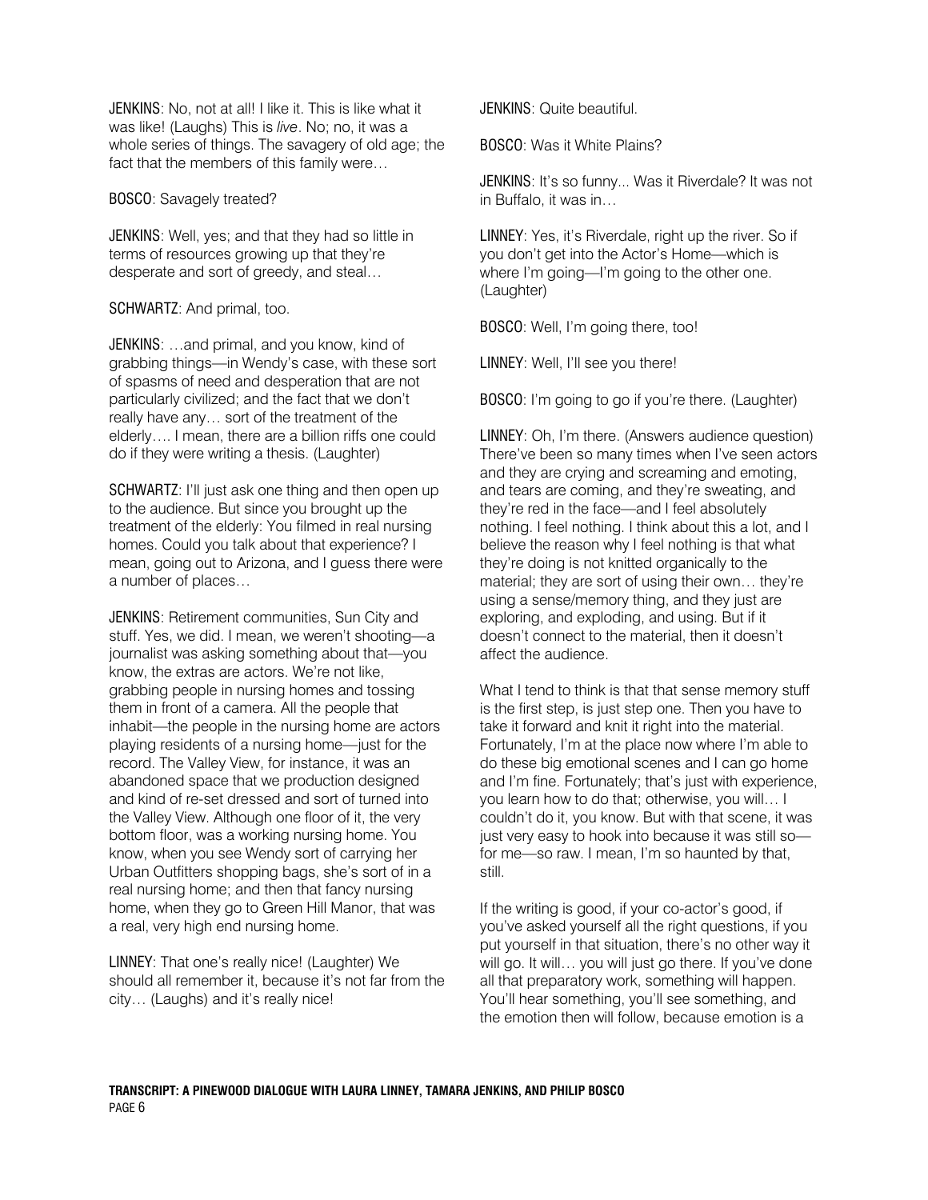JENKINS: No, not at all! I like it. This is like what it was like! (Laughs) This is *live*. No; no, it was a whole series of things. The savagery of old age; the fact that the members of this family were…

BOSCO: Savagely treated?

JENKINS: Well, yes; and that they had so little in terms of resources growing up that they're desperate and sort of greedy, and steal…

SCHWARTZ: And primal, too.

JENKINS: …and primal, and you know, kind of grabbing things—in Wendy's case, with these sort of spasms of need and desperation that are not particularly civilized; and the fact that we don't really have any… sort of the treatment of the elderly…. I mean, there are a billion riffs one could do if they were writing a thesis. (Laughter)

SCHWARTZ: I'll just ask one thing and then open up to the audience. But since you brought up the treatment of the elderly: You filmed in real nursing homes. Could you talk about that experience? I mean, going out to Arizona, and I guess there were a number of places…

JENKINS: Retirement communities, Sun City and stuff. Yes, we did. I mean, we weren't shooting—a journalist was asking something about that—you know, the extras are actors. We're not like, grabbing people in nursing homes and tossing them in front of a camera. All the people that inhabit—the people in the nursing home are actors playing residents of a nursing home—just for the record. The Valley View, for instance, it was an abandoned space that we production designed and kind of re-set dressed and sort of turned into the Valley View. Although one floor of it, the very bottom floor, was a working nursing home. You know, when you see Wendy sort of carrying her Urban Outfitters shopping bags, she's sort of in a real nursing home; and then that fancy nursing home, when they go to Green Hill Manor, that was a real, very high end nursing home.

LINNEY: That one's really nice! (Laughter) We should all remember it, because it's not far from the city… (Laughs) and it's really nice!

JENKINS: Quite beautiful.

BOSCO: Was it White Plains?

JENKINS: It's so funny... Was it Riverdale? It was not in Buffalo, it was in…

LINNEY: Yes, it's Riverdale, right up the river. So if you don't get into the Actor's Home—which is where I'm going—I'm going to the other one. (Laughter)

BOSCO: Well, I'm going there, too!

LINNEY: Well, I'll see you there!

BOSCO: I'm going to go if you're there. (Laughter)

LINNEY: Oh, I'm there. (Answers audience question) There've been so many times when I've seen actors and they are crying and screaming and emoting, and tears are coming, and they're sweating, and they're red in the face—and I feel absolutely nothing. I feel nothing. I think about this a lot, and I believe the reason why I feel nothing is that what they're doing is not knitted organically to the material; they are sort of using their own… they're using a sense/memory thing, and they just are exploring, and exploding, and using. But if it doesn't connect to the material, then it doesn't affect the audience.

What I tend to think is that that sense memory stuff is the first step, is just step one. Then you have to take it forward and knit it right into the material. Fortunately, I'm at the place now where I'm able to do these big emotional scenes and I can go home and I'm fine. Fortunately; that's just with experience, you learn how to do that; otherwise, you will… I couldn't do it, you know. But with that scene, it was just very easy to hook into because it was still so—for me—so raw. I mean, I'm so haunted by that, still.

If the writing is good, if your co-actor's good, if you've asked yourself all the right questions, if you put yourself in that situation, there's no other way it will go. It will… you will just go there. If you've done all that preparatory work, something will happen. You'll hear something, you'll see something, and the emotion then will follow, because emotion is a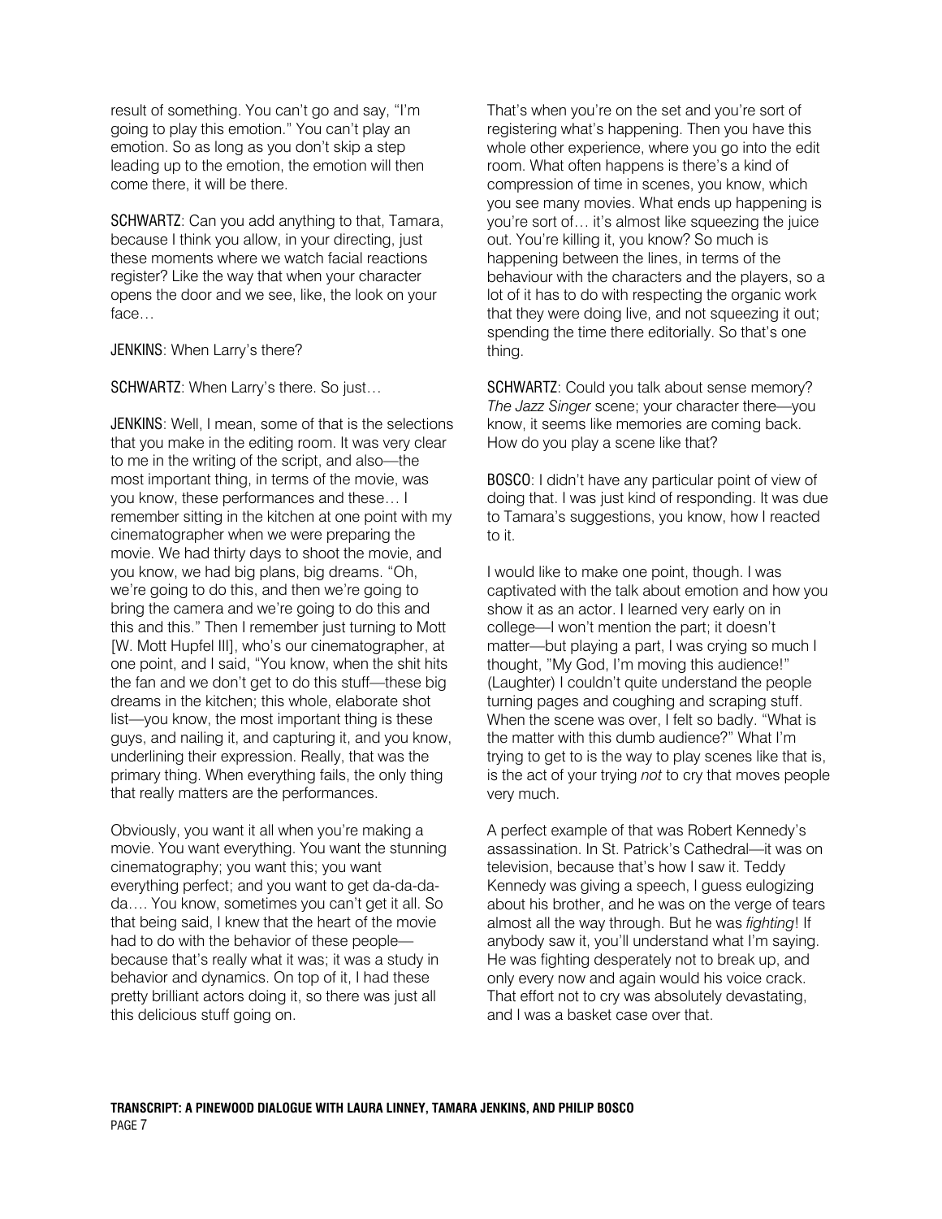result of something. You can't go and say, "I'm going to play this emotion." You can't play an emotion. So as long as you don't skip a step leading up to the emotion, the emotion will then come there, it will be there.

SCHWARTZ: Can you add anything to that, Tamara, because I think you allow, in your directing, just these moments where we watch facial reactions register? Like the way that when your character opens the door and we see, like, the look on your face…

JENKINS: When Larry's there?

SCHWARTZ: When Larry's there. So just…

JENKINS: Well, I mean, some of that is the selections that you make in the editing room. It was very clear to me in the writing of the script, and also—the most important thing, in terms of the movie, was you know, these performances and these… I remember sitting in the kitchen at one point with my cinematographer when we were preparing the movie. We had thirty days to shoot the movie, and you know, we had big plans, big dreams. "Oh, we're going to do this, and then we're going to bring the camera and we're going to do this and this and this." Then I remember just turning to Mott [W. Mott Hupfel III], who's our cinematographer, at one point, and I said, "You know, when the shit hits the fan and we don't get to do this stuff—these big dreams in the kitchen; this whole, elaborate shot list—you know, the most important thing is these guys, and nailing it, and capturing it, and you know, underlining their expression. Really, that was the primary thing. When everything fails, the only thing that really matters are the performances.

Obviously, you want it all when you're making a movie. You want everything. You want the stunning cinematography; you want this; you want everything perfect; and you want to get da-da-da-da…. You know, sometimes you can't get it all. So that being said, I knew that the heart of the movie had to do with the behavior of these people—because that's really what it was; it was a study in behavior and dynamics. On top of it, I had these pretty brilliant actors doing it, so there was just all this delicious stuff going on.

That's when you're on the set and you're sort of registering what's happening. Then you have this whole other experience, where you go into the edit room. What often happens is there's a kind of compression of time in scenes, you know, which you see many movies. What ends up happening is you're sort of… it's almost like squeezing the juice out. You're killing it, you know? So much is happening between the lines, in terms of the behaviour with the characters and the players, so a lot of it has to do with respecting the organic work that they were doing live, and not squeezing it out; spending the time there editorially. So that's one thing.

SCHWARTZ: Could you talk about sense memory? *The Jazz Singer* scene; your character there—you know, it seems like memories are coming back. How do you play a scene like that?

BOSCO: I didn't have any particular point of view of doing that. I was just kind of responding. It was due to Tamara's suggestions, you know, how I reacted to it.

I would like to make one point, though. I was captivated with the talk about emotion and how you show it as an actor. I learned very early on in college—I won't mention the part; it doesn't matter—but playing a part, I was crying so much I thought, "My God, I'm moving this audience!" (Laughter) I couldn't quite understand the people turning pages and coughing and scraping stuff. When the scene was over, I felt so badly. "What is the matter with this dumb audience?" What I'm trying to get to is the way to play scenes like that is, is the act of your trying *not* to cry that moves people very much.

A perfect example of that was Robert Kennedy's assassination. In St. Patrick's Cathedral—it was on television, because that's how I saw it. Teddy Kennedy was giving a speech, I guess eulogizing about his brother, and he was on the verge of tears almost all the way through. But he was *fighting*! If anybody saw it, you'll understand what I'm saying. He was fighting desperately not to break up, and only every now and again would his voice crack. That effort not to cry was absolutely devastating, and I was a basket case over that.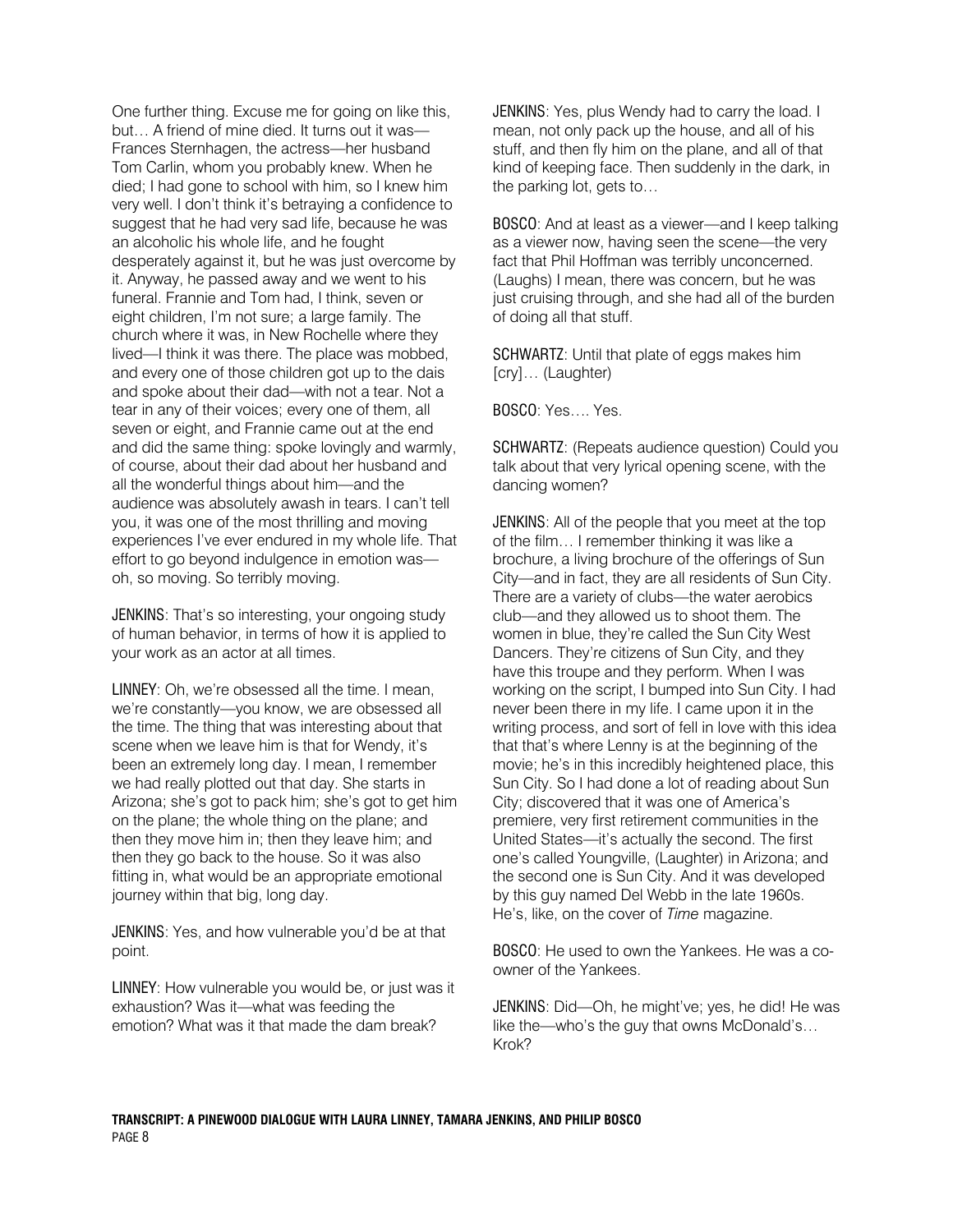One further thing. Excuse me for going on like this, but… A friend of mine died. It turns out it was—Frances Sternhagen, the actress—her husband Tom Carlin, whom you probably knew. When he died; I had gone to school with him, so I knew him very well. I don't think it's betraying a confidence to suggest that he had very sad life, because he was an alcoholic his whole life, and he fought desperately against it, but he was just overcome by it. Anyway, he passed away and we went to his funeral. Frannie and Tom had, I think, seven or eight children, I'm not sure; a large family. The church where it was, in New Rochelle where they lived—I think it was there. The place was mobbed, and every one of those children got up to the dais and spoke about their dad—with not a tear. Not a tear in any of their voices; every one of them, all seven or eight, and Frannie came out at the end and did the same thing: spoke lovingly and warmly, of course, about their dad about her husband and all the wonderful things about him—and the audience was absolutely awash in tears. I can't tell you, it was one of the most thrilling and moving experiences I've ever endured in my whole life. That effort to go beyond indulgence in emotion was—oh, so moving. So terribly moving.

JENKINS: That's so interesting, your ongoing study of human behavior, in terms of how it is applied to your work as an actor at all times.

LINNEY: Oh, we're obsessed all the time. I mean, we're constantly—you know, we are obsessed all the time. The thing that was interesting about that scene when we leave him is that for Wendy, it's been an extremely long day. I mean, I remember we had really plotted out that day. She starts in Arizona; she's got to pack him; she's got to get him on the plane; the whole thing on the plane; and then they move him in; then they leave him; and then they go back to the house. So it was also fitting in, what would be an appropriate emotional journey within that big, long day.

JENKINS: Yes, and how vulnerable you'd be at that point.

LINNEY: How vulnerable you would be, or just was it exhaustion? Was it—what was feeding the emotion? What was it that made the dam break?

JENKINS: Yes, plus Wendy had to carry the load. I mean, not only pack up the house, and all of his stuff, and then fly him on the plane, and all of that kind of keeping face. Then suddenly in the dark, in the parking lot, gets to…

BOSCO: And at least as a viewer—and I keep talking as a viewer now, having seen the scene—the very fact that Phil Hoffman was terribly unconcerned. (Laughs) I mean, there was concern, but he was just cruising through, and she had all of the burden of doing all that stuff.

SCHWARTZ: Until that plate of eggs makes him [cry]… (Laughter)

BOSCO: Yes…. Yes.

SCHWARTZ: (Repeats audience question) Could you talk about that very lyrical opening scene, with the dancing women?

JENKINS: All of the people that you meet at the top of the film… I remember thinking it was like a brochure, a living brochure of the offerings of Sun City—and in fact, they are all residents of Sun City. There are a variety of clubs—the water aerobics club—and they allowed us to shoot them. The women in blue, they're called the Sun City West Dancers. They're citizens of Sun City, and they have this troupe and they perform. When I was working on the script, I bumped into Sun City. I had never been there in my life. I came upon it in the writing process, and sort of fell in love with this idea that that's where Lenny is at the beginning of the movie; he's in this incredibly heightened place, this Sun City. So I had done a lot of reading about Sun City; discovered that it was one of America's premiere, very first retirement communities in the United States—it's actually the second. The first one's called Youngville, (Laughter) in Arizona; and the second one is Sun City. And it was developed by this guy named Del Webb in the late 1960s. He's, like, on the cover of *Time* magazine.

BOSCO: He used to own the Yankees. He was a co-owner of the Yankees.

JENKINS: Did—Oh, he might've; yes, he did! He was like the—who's the guy that owns McDonald's… Krok?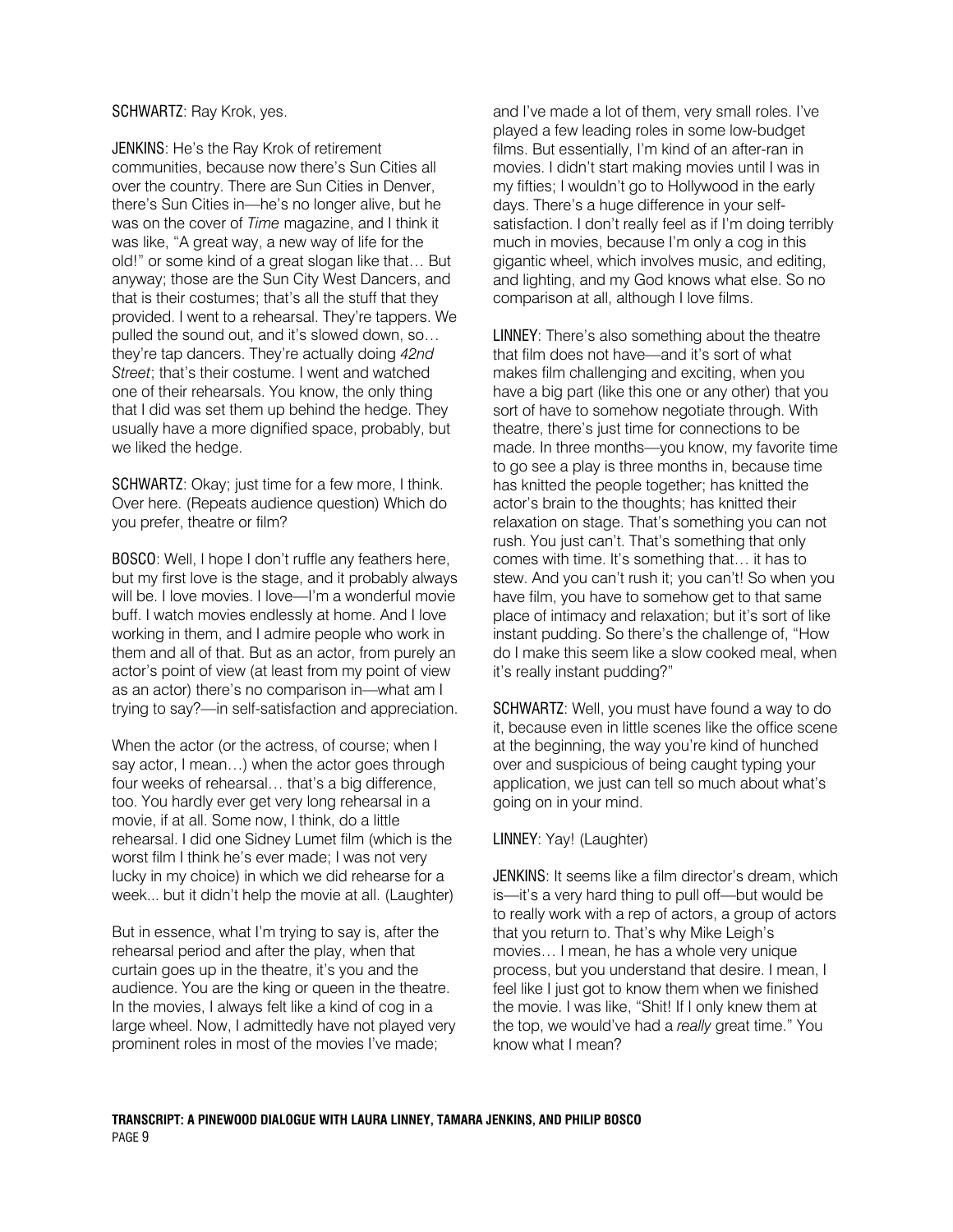SCHWARTZ: Ray Krok, yes.

JENKINS: He's the Ray Krok of retirement communities, because now there's Sun Cities all over the country. There are Sun Cities in Denver, there's Sun Cities in—he's no longer alive, but he was on the cover of *Time* magazine, and I think it was like, "A great way, a new way of life for the old!" or some kind of a great slogan like that… But anyway; those are the Sun City West Dancers, and that is their costumes; that's all the stuff that they provided. I went to a rehearsal. They're tappers. We pulled the sound out, and it's slowed down, so… they're tap dancers. They're actually doing *42nd Street*; that's their costume. I went and watched one of their rehearsals. You know, the only thing that I did was set them up behind the hedge. They usually have a more dignified space, probably, but we liked the hedge.

SCHWARTZ: Okay; just time for a few more, I think. Over here. (Repeats audience question) Which do you prefer, theatre or film?

BOSCO: Well, I hope I don't ruffle any feathers here, but my first love is the stage, and it probably always will be. I love movies. I love—I'm a wonderful movie buff. I watch movies endlessly at home. And I love working in them, and I admire people who work in them and all of that. But as an actor, from purely an actor's point of view (at least from my point of view as an actor) there's no comparison in—what am I trying to say?—in self-satisfaction and appreciation.

When the actor (or the actress, of course; when I say actor, I mean…) when the actor goes through four weeks of rehearsal… that's a big difference, too. You hardly ever get very long rehearsal in a movie, if at all. Some now, I think, do a little rehearsal. I did one Sidney Lumet film (which is the worst film I think he's ever made; I was not very lucky in my choice) in which we did rehearse for a week... but it didn't help the movie at all. (Laughter)

But in essence, what I'm trying to say is, after the rehearsal period and after the play, when that curtain goes up in the theatre, it's you and the audience. You are the king or queen in the theatre. In the movies, I always felt like a kind of cog in a large wheel. Now, I admittedly have not played very prominent roles in most of the movies I've made; and I've made a lot of them, very small roles. I've played a few leading roles in some low-budget films. But essentially, I'm kind of an after-ran in movies. I didn't start making movies until I was in my fifties; I wouldn't go to Hollywood in the early days. There's a huge difference in your self-satisfaction. I don't really feel as if I'm doing terribly much in movies, because I'm only a cog in this gigantic wheel, which involves music, and editing, and lighting, and my God knows what else. So no comparison at all, although I love films.

LINNEY: There's also something about the theatre that film does not have—and it's sort of what makes film challenging and exciting, when you have a big part (like this one or any other) that you sort of have to somehow negotiate through. With theatre, there's just time for connections to be made. In three months—you know, my favorite time to go see a play is three months in, because time has knitted the people together; has knitted the actor's brain to the thoughts; has knitted their relaxation on stage. That's something you can not rush. You just can't. That's something that only comes with time. It's something that… it has to stew. And you can't rush it; you can't! So when you have film, you have to somehow get to that same place of intimacy and relaxation; but it's sort of like instant pudding. So there's the challenge of, "How do I make this seem like a slow cooked meal, when it's really instant pudding?"

SCHWARTZ: Well, you must have found a way to do it, because even in little scenes like the office scene at the beginning, the way you're kind of hunched over and suspicious of being caught typing your application, we just can tell so much about what's going on in your mind.

LINNEY: Yay! (Laughter)

JENKINS: It seems like a film director's dream, which is—it's a very hard thing to pull off—but would be to really work with a rep of actors, a group of actors that you return to. That's why Mike Leigh's movies… I mean, he has a whole very unique process, but you understand that desire. I mean, I feel like I just got to know them when we finished the movie. I was like, "Shit! If I only knew them at the top, we would've had a *really* great time." You know what I mean?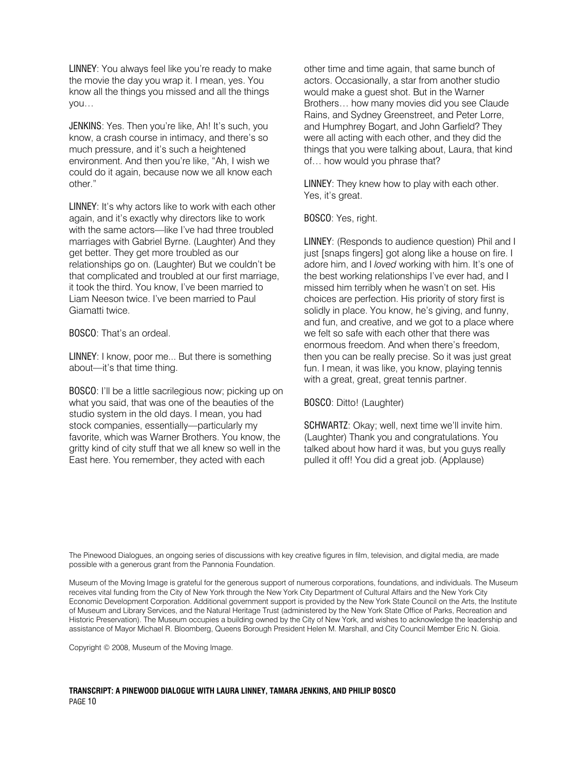LINNEY: You always feel like you're ready to make the movie the day you wrap it. I mean, yes. You know all the things you missed and all the things you…

JENKINS: Yes. Then you're like, Ah! It's such, you know, a crash course in intimacy, and there's so much pressure, and it's such a heightened environment. And then you're like, "Ah, I wish we could do it again, because now we all know each other."

LINNEY: It's why actors like to work with each other again, and it's exactly why directors like to work with the same actors—like I've had three troubled marriages with Gabriel Byrne. (Laughter) And they get better. They get more troubled as our relationships go on. (Laughter) But we couldn't be that complicated and troubled at our first marriage, it took the third. You know, I've been married to Liam Neeson twice. I've been married to Paul Giamatti twice.

BOSCO: That's an ordeal.

LINNEY: I know, poor me... But there is something about—it's that time thing.

BOSCO: I'll be a little sacrilegious now; picking up on what you said, that was one of the beauties of the studio system in the old days. I mean, you had stock companies, essentially—particularly my favorite, which was Warner Brothers. You know, the gritty kind of city stuff that we all knew so well in the East here. You remember, they acted with each other time and time again, that same bunch of actors. Occasionally, a star from another studio would make a guest shot. But in the Warner Brothers… how many movies did you see Claude Rains, and Sydney Greenstreet, and Peter Lorre, and Humphrey Bogart, and John Garfield? They were all acting with each other, and they did the things that you were talking about, Laura, that kind of… how would you phrase that?

LINNEY: They knew how to play with each other. Yes, it's great.

BOSCO: Yes, right.

LINNEY: (Responds to audience question) Phil and I just [snaps fingers] got along like a house on fire. I adore him, and I *loved* working with him. It's one of the best working relationships I've ever had, and I missed him terribly when he wasn't on set. His choices are perfection. His priority of story first is solidly in place. You know, he's giving, and funny, and fun, and creative, and we got to a place where we felt so safe with each other that there was enormous freedom. And when there's freedom, then you can be really precise. So it was just great fun. I mean, it was like, you know, playing tennis with a great, great, great tennis partner.

BOSCO: Ditto! (Laughter)

SCHWARTZ: Okay; well, next time we'll invite him. (Laughter) Thank you and congratulations. You talked about how hard it was, but you guys really pulled it off! You did a great job. (Applause)

The Pinewood Dialogues, an ongoing series of discussions with key creative figures in film, television, and digital media, are made possible with a generous grant from the Pannonia Foundation.

Museum of the Moving Image is grateful for the generous support of numerous corporations, foundations, and individuals. The Museum receives vital funding from the City of New York through the New York City Department of Cultural Affairs and the New York City Economic Development Corporation. Additional government support is provided by the New York State Council on the Arts, the Institute of Museum and Library Services, and the Natural Heritage Trust (administered by the New York State Office of Parks, Recreation and Historic Preservation). The Museum occupies a building owned by the City of New York, and wishes to acknowledge the leadership and assistance of Mayor Michael R. Bloomberg, Queens Borough President Helen M. Marshall, and City Council Member Eric N. Gioia.

Copyright © 2008, Museum of the Moving Image.